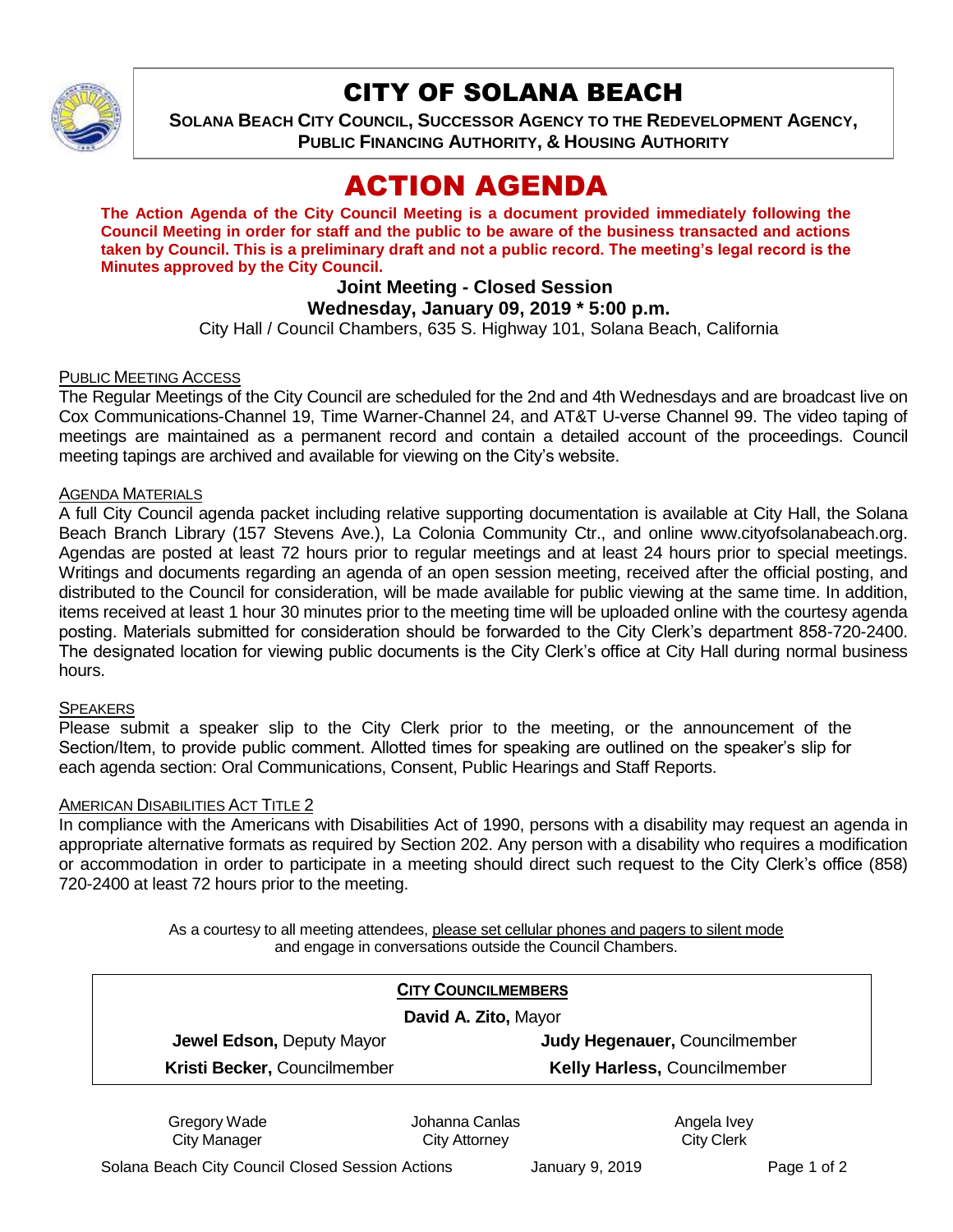# CITY OF SOLANA BEACH

**SOLANA BEACH CITY COUNCIL, SUCCESSOR AGENCY TO THE REDEVELOPMENT AGENCY, PUBLIC FINANCING AUTHORITY, & HOUSING AUTHORITY**

# ACTION AGENDA

**The Action Agenda of the City Council Meeting is a document provided immediately following the Council Meeting in order for staff and the public to be aware of the business transacted and actions taken by Council. This is a preliminary draft and not a public record. The meeting's legal record is the Minutes approved by the City Council.**

**Joint Meeting - Closed Session**

**Wednesday, January 09, 2019 * 5:00 p.m.**

City Hall / Council Chambers, 635 S. Highway 101, Solana Beach, California

PUBLIC MEETING ACCESS

The Regular Meetings of the City Council are scheduled for the 2nd and 4th Wednesdays and are broadcast live on Cox Communications-Channel 19, Time Warner-Channel 24, and AT&T U-verse Channel 99. The video taping of meetings are maintained as a permanent record and contain a detailed account of the proceedings. Council meeting tapings are archived and available for viewing on the City's website.

AGENDA MATERIALS

A full City Council agenda packet including relative supporting documentation is available at City Hall, the Solana Beach Branch Library (157 Stevens Ave.), La Colonia Community Ctr., and online www.cityofsolanabeach.org. Agendas are posted at least 72 hours prior to regular meetings and at least 24 hours prior to special meetings. Writings and documents regarding an agenda of an open session meeting, received after the official posting, and distributed to the Council for consideration, will be made available for public viewing at the same time. In addition, items received at least 1 hour 30 minutes prior to the meeting time will be uploaded online with the courtesy agenda posting. Materials submitted for consideration should be forwarded to the City Clerk's department 858-720-2400. The designated location for viewing public documents is the City Clerk's office at City Hall during normal business hours.

SPEAKERS

Please submit a speaker slip to the City Clerk prior to the meeting, or the announcement of the Section/Item, to provide public comment. Allotted times for speaking are outlined on the speaker's slip for each agenda section: Oral Communications, Consent, Public Hearings and Staff Reports.

AMERICAN DISABILITIES ACT TITLE 2

In compliance with the Americans with Disabilities Act of 1990, persons with a disability may request an agenda in appropriate alternative formats as required by Section 202. Any person with a disability who requires a modification or accommodation in order to participate in a meeting should direct such request to the City Clerk's office (858) 720-2400 at least 72 hours prior to the meeting.

As a courtesy to all meeting attendees, please set cellular phones and pagers to silent mode and engage in conversations outside the Council Chambers.

**CITY COUNCILMEMBERS**

**David A. Zito,** Mayor

| | |
|---|---|
| **Jewel Edson,** Deputy Mayor | **Judy Hegenauer,** Councilmember |
| **Kristi Becker,** Councilmember | **Kelly Harless,** Councilmember |

| Gregory Wade | Johanna Canlas | Angela Ivey |
|---|---|---|
| City Manager | City Attorney | City Clerk |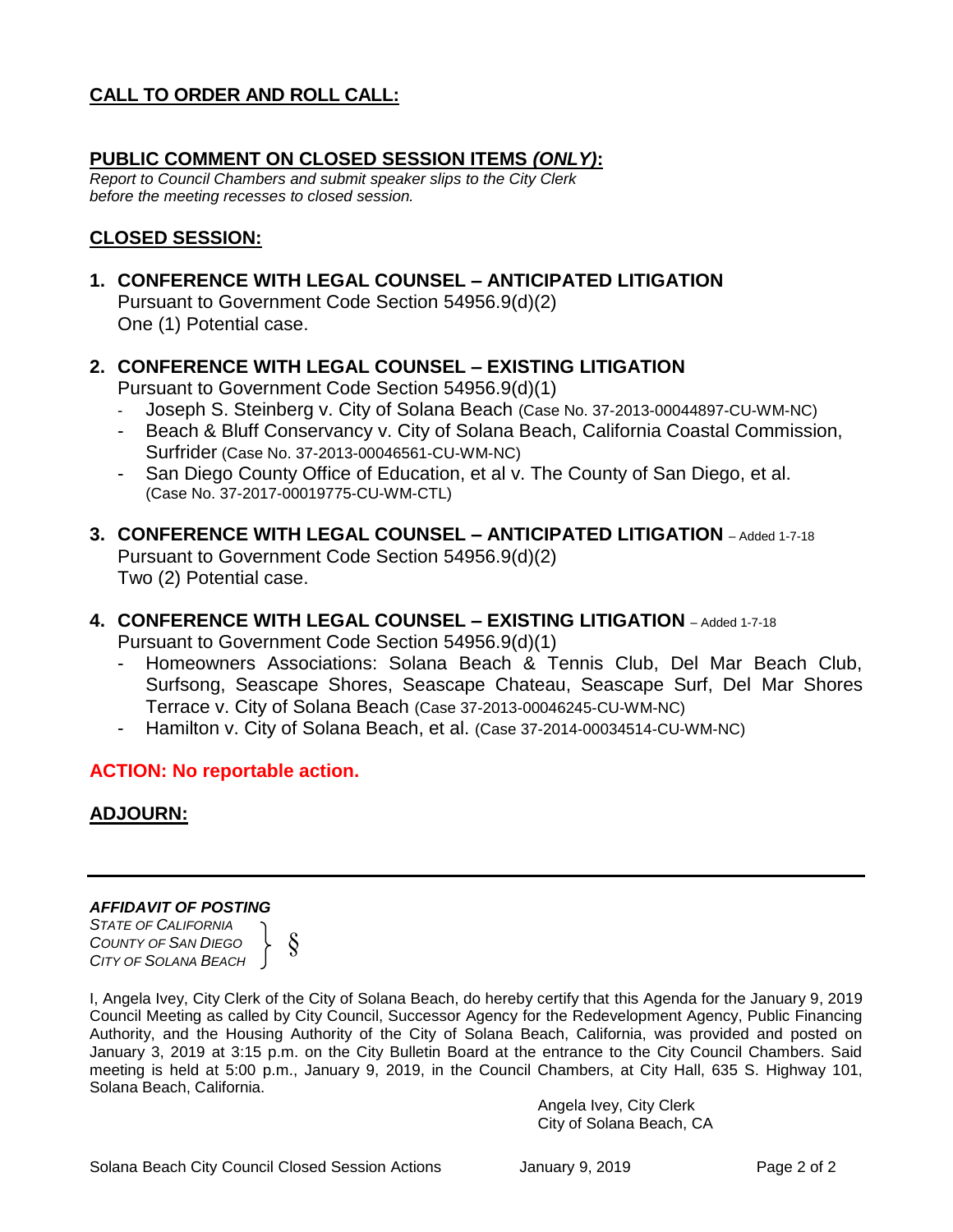## CALL TO ORDER AND ROLL CALL:

## PUBLIC COMMENT ON CLOSED SESSION ITEMS *(ONLY)*:

*Report to Council Chambers and submit speaker slips to the City Clerk before the meeting recesses to closed session.*

## CLOSED SESSION:

**1. CONFERENCE WITH LEGAL COUNSEL – ANTICIPATED LITIGATION**
Pursuant to Government Code Section 54956.9(d)(2)
One (1) Potential case.

**2. CONFERENCE WITH LEGAL COUNSEL – EXISTING LITIGATION**
Pursuant to Government Code Section 54956.9(d)(1)

- Joseph S. Steinberg v. City of Solana Beach (Case No. 37-2013-00044897-CU-WM-NC)
- Beach & Bluff Conservancy v. City of Solana Beach, California Coastal Commission, Surfrider (Case No. 37-2013-00046561-CU-WM-NC)
- San Diego County Office of Education, et al v. The County of San Diego, et al. (Case No. 37-2017-00019775-CU-WM-CTL)

**3. CONFERENCE WITH LEGAL COUNSEL – ANTICIPATED LITIGATION** – Added 1-7-18
Pursuant to Government Code Section 54956.9(d)(2)
Two (2) Potential case.

**4. CONFERENCE WITH LEGAL COUNSEL – EXISTING LITIGATION** – Added 1-7-18
Pursuant to Government Code Section 54956.9(d)(1)

- Homeowners Associations: Solana Beach & Tennis Club, Del Mar Beach Club, Surfsong, Seascape Shores, Seascape Chateau, Seascape Surf, Del Mar Shores Terrace v. City of Solana Beach (Case 37-2013-00046245-CU-WM-NC)
- Hamilton v. City of Solana Beach, et al. (Case 37-2014-00034514-CU-WM-NC)

**ACTION: No reportable action.**

## ADJOURN:

---

***AFFIDAVIT OF POSTING***

*STATE OF CALIFORNIA*
*COUNTY OF SAN DIEGO* §
*CITY OF SOLANA BEACH*

I, Angela Ivey, City Clerk of the City of Solana Beach, do hereby certify that this Agenda for the January 9, 2019 Council Meeting as called by City Council, Successor Agency for the Redevelopment Agency, Public Financing Authority, and the Housing Authority of the City of Solana Beach, California, was provided and posted on January 3, 2019 at 3:15 p.m. on the City Bulletin Board at the entrance to the City Council Chambers. Said meeting is held at 5:00 p.m., January 9, 2019, in the Council Chambers, at City Hall, 635 S. Highway 101, Solana Beach, California.

Angela Ivey, City Clerk
City of Solana Beach, CA